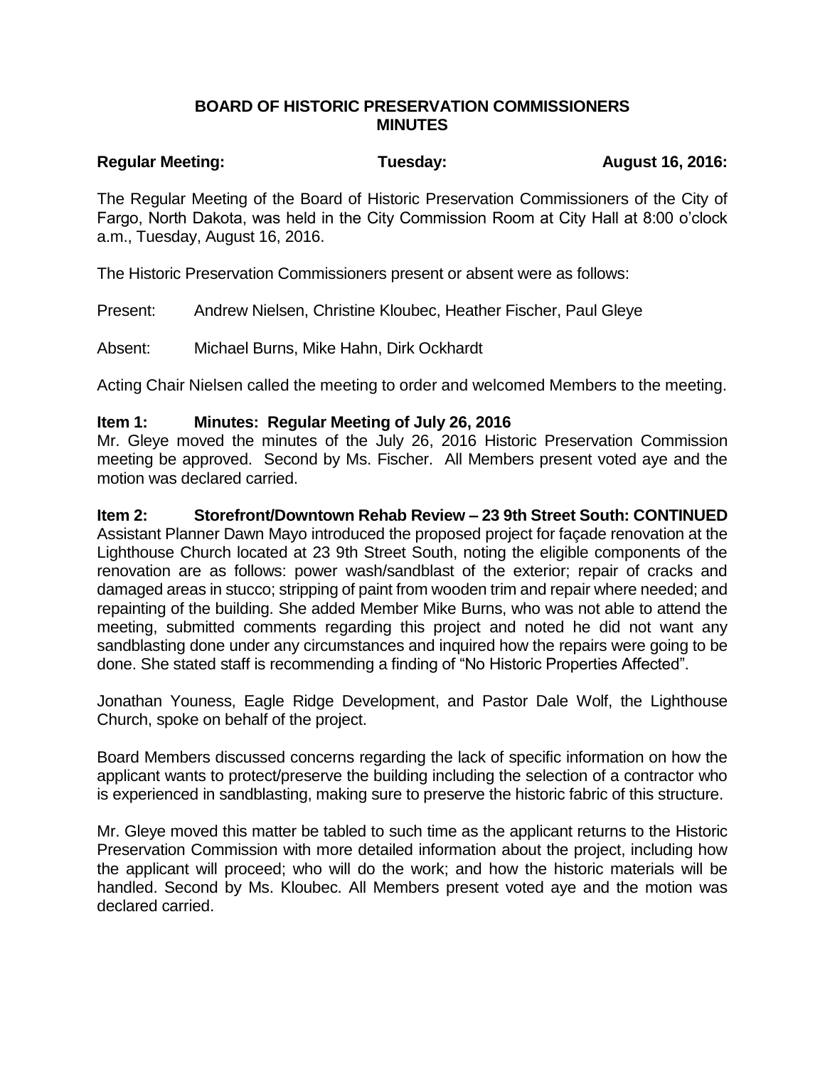# BOARD OF HISTORIC PRESERVATION COMMISSIONERS MINUTES

**Regular Meeting:** **Tuesday:** **August 16, 2016:**

The Regular Meeting of the Board of Historic Preservation Commissioners of the City of Fargo, North Dakota, was held in the City Commission Room at City Hall at 8:00 o'clock a.m., Tuesday, August 16, 2016.

The Historic Preservation Commissioners present or absent were as follows:

Present: Andrew Nielsen, Christine Kloubec, Heather Fischer, Paul Gleye

Absent: Michael Burns, Mike Hahn, Dirk Ockhardt

Acting Chair Nielsen called the meeting to order and welcomed Members to the meeting.

**Item 1: Minutes: Regular Meeting of July 26, 2016**

Mr. Gleye moved the minutes of the July 26, 2016 Historic Preservation Commission meeting be approved. Second by Ms. Fischer. All Members present voted aye and the motion was declared carried.

**Item 2: Storefront/Downtown Rehab Review – 23 9th Street South: CONTINUED**

Assistant Planner Dawn Mayo introduced the proposed project for façade renovation at the Lighthouse Church located at 23 9th Street South, noting the eligible components of the renovation are as follows: power wash/sandblast of the exterior; repair of cracks and damaged areas in stucco; stripping of paint from wooden trim and repair where needed; and repainting of the building. She added Member Mike Burns, who was not able to attend the meeting, submitted comments regarding this project and noted he did not want any sandblasting done under any circumstances and inquired how the repairs were going to be done. She stated staff is recommending a finding of "No Historic Properties Affected".

Jonathan Youness, Eagle Ridge Development, and Pastor Dale Wolf, the Lighthouse Church, spoke on behalf of the project.

Board Members discussed concerns regarding the lack of specific information on how the applicant wants to protect/preserve the building including the selection of a contractor who is experienced in sandblasting, making sure to preserve the historic fabric of this structure.

Mr. Gleye moved this matter be tabled to such time as the applicant returns to the Historic Preservation Commission with more detailed information about the project, including how the applicant will proceed; who will do the work; and how the historic materials will be handled. Second by Ms. Kloubec. All Members present voted aye and the motion was declared carried.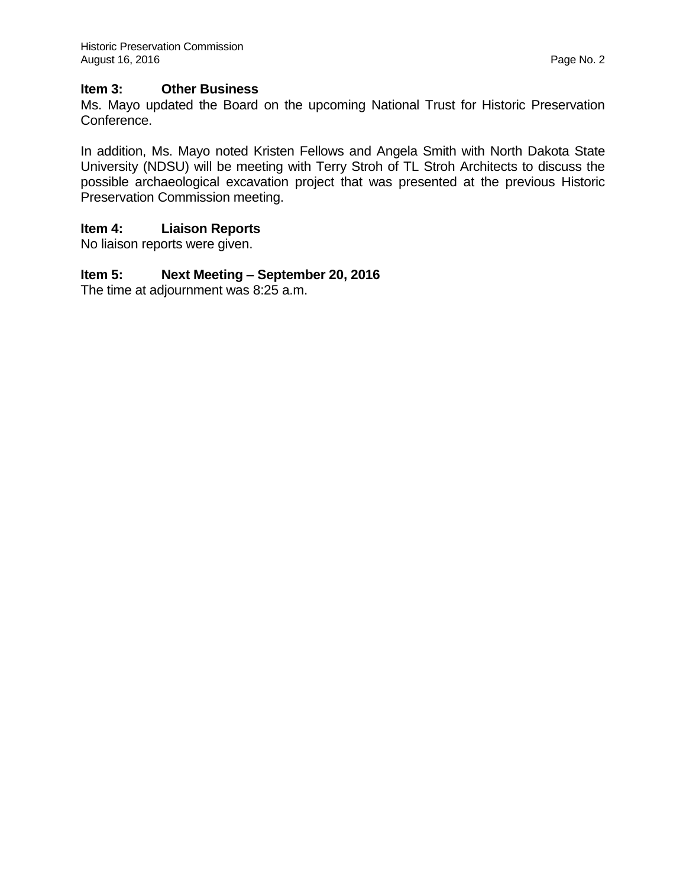**Item 3: Other Business**

Ms. Mayo updated the Board on the upcoming National Trust for Historic Preservation Conference.

In addition, Ms. Mayo noted Kristen Fellows and Angela Smith with North Dakota State University (NDSU) will be meeting with Terry Stroh of TL Stroh Architects to discuss the possible archaeological excavation project that was presented at the previous Historic Preservation Commission meeting.

**Item 4: Liaison Reports**

No liaison reports were given.

**Item 5: Next Meeting – September 20, 2016**

The time at adjournment was 8:25 a.m.